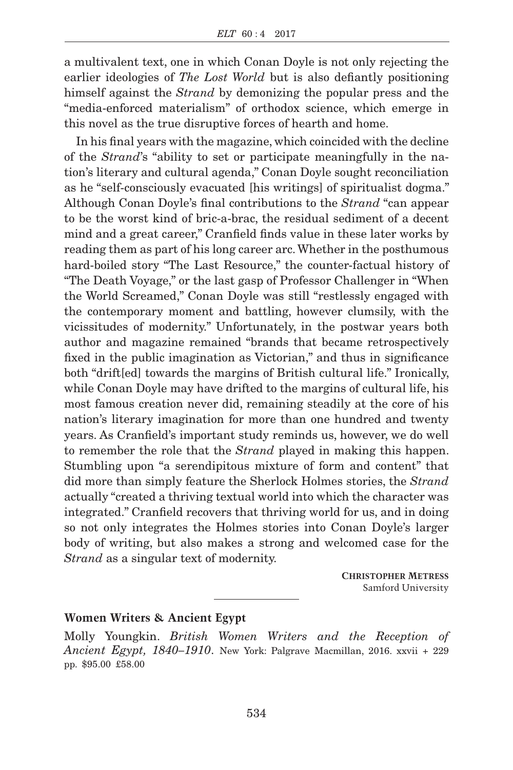a multivalent text, one in which Conan Doyle is not only rejecting the earlier ideologies of *The Lost World* but is also defiantly positioning himself against the *Strand* by demonizing the popular press and the "media-enforced materialism" of orthodox science, which emerge in this novel as the true disruptive forces of hearth and home.

In his final years with the magazine, which coincided with the decline of the *Strand*'s "ability to set or participate meaningfully in the nation's literary and cultural agenda," Conan Doyle sought reconciliation as he "self-consciously evacuated [his writings] of spiritualist dogma." Although Conan Doyle's final contributions to the *Strand* "can appear to be the worst kind of bric-a-brac, the residual sediment of a decent mind and a great career," Cranfield finds value in these later works by reading them as part of his long career arc. Whether in the posthumous hard-boiled story "The Last Resource," the counter-factual history of "The Death Voyage," or the last gasp of Professor Challenger in "When the World Screamed," Conan Doyle was still "restlessly engaged with the contemporary moment and battling, however clumsily, with the vicissitudes of modernity." Unfortunately, in the postwar years both author and magazine remained "brands that became retrospectively fixed in the public imagination as Victorian," and thus in significance both "drift[ed] towards the margins of British cultural life." Ironically, while Conan Doyle may have drifted to the margins of cultural life, his most famous creation never did, remaining steadily at the core of his nation's literary imagination for more than one hundred and twenty years. As Cranfield's important study reminds us, however, we do well to remember the role that the *Strand* played in making this happen. Stumbling upon "a serendipitous mixture of form and content" that did more than simply feature the Sherlock Holmes stories, the *Strand* actually "created a thriving textual world into which the character was integrated." Cranfield recovers that thriving world for us, and in doing so not only integrates the Holmes stories into Conan Doyle's larger body of writing, but also makes a strong and welcomed case for the *Strand* as a singular text of modernity.

**CHRISTOPHER METRESS**
Samford University

---

**Women Writers & Ancient Egypt**

Molly Youngkin. *British Women Writers and the Reception of Ancient Egypt, 1840–1910*. New York: Palgrave Macmillan, 2016. xxvii + 229 pp. $95.00 £58.00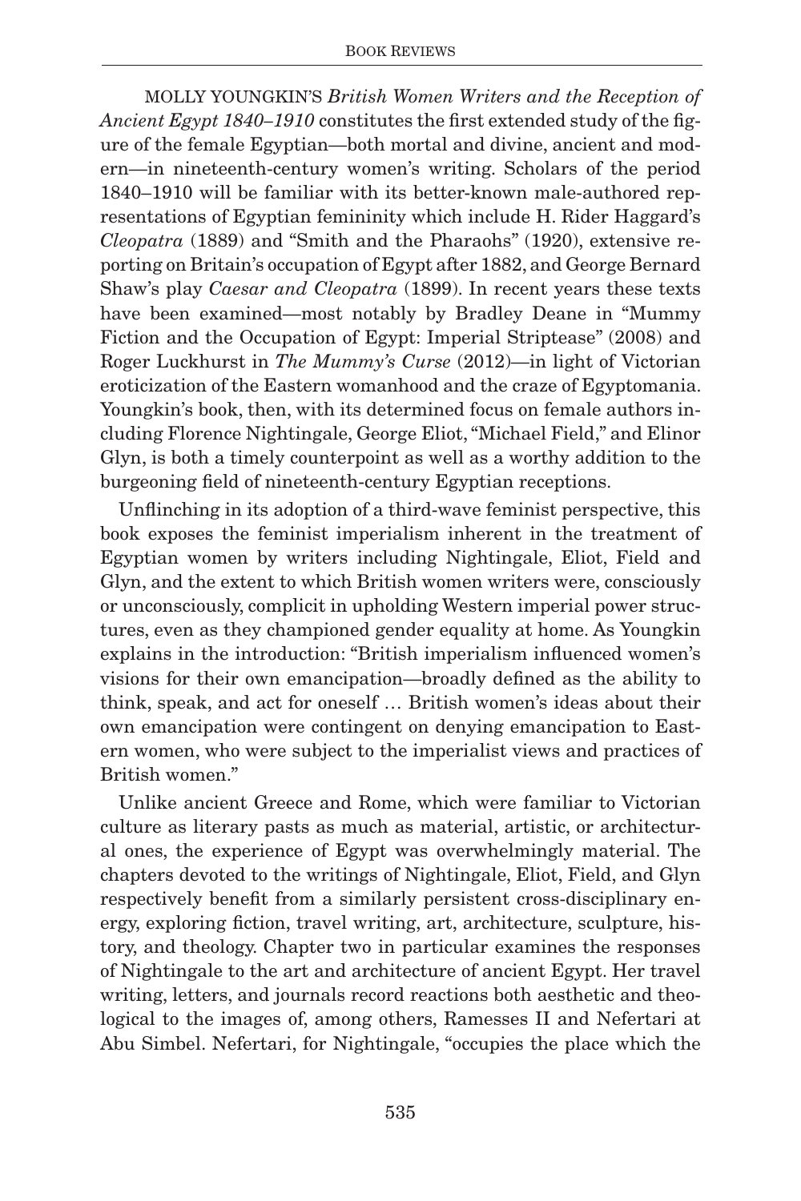MOLLY YOUNGKIN'S *British Women Writers and the Reception of Ancient Egypt 1840–1910* constitutes the first extended study of the figure of the female Egyptian—both mortal and divine, ancient and modern—in nineteenth-century women's writing. Scholars of the period 1840–1910 will be familiar with its better-known male-authored representations of Egyptian femininity which include H. Rider Haggard's *Cleopatra* (1889) and "Smith and the Pharaohs" (1920), extensive reporting on Britain's occupation of Egypt after 1882, and George Bernard Shaw's play *Caesar and Cleopatra* (1899). In recent years these texts have been examined—most notably by Bradley Deane in "Mummy Fiction and the Occupation of Egypt: Imperial Striptease" (2008) and Roger Luckhurst in *The Mummy's Curse* (2012)—in light of Victorian eroticization of the Eastern womanhood and the craze of Egyptomania. Youngkin's book, then, with its determined focus on female authors including Florence Nightingale, George Eliot, "Michael Field," and Elinor Glyn, is both a timely counterpoint as well as a worthy addition to the burgeoning field of nineteenth-century Egyptian receptions.

Unflinching in its adoption of a third-wave feminist perspective, this book exposes the feminist imperialism inherent in the treatment of Egyptian women by writers including Nightingale, Eliot, Field and Glyn, and the extent to which British women writers were, consciously or unconsciously, complicit in upholding Western imperial power structures, even as they championed gender equality at home. As Youngkin explains in the introduction: "British imperialism influenced women's visions for their own emancipation—broadly defined as the ability to think, speak, and act for oneself … British women's ideas about their own emancipation were contingent on denying emancipation to Eastern women, who were subject to the imperialist views and practices of British women."

Unlike ancient Greece and Rome, which were familiar to Victorian culture as literary pasts as much as material, artistic, or architectural ones, the experience of Egypt was overwhelmingly material. The chapters devoted to the writings of Nightingale, Eliot, Field, and Glyn respectively benefit from a similarly persistent cross-disciplinary energy, exploring fiction, travel writing, art, architecture, sculpture, history, and theology. Chapter two in particular examines the responses of Nightingale to the art and architecture of ancient Egypt. Her travel writing, letters, and journals record reactions both aesthetic and theological to the images of, among others, Ramesses II and Nefertari at Abu Simbel. Nefertari, for Nightingale, "occupies the place which the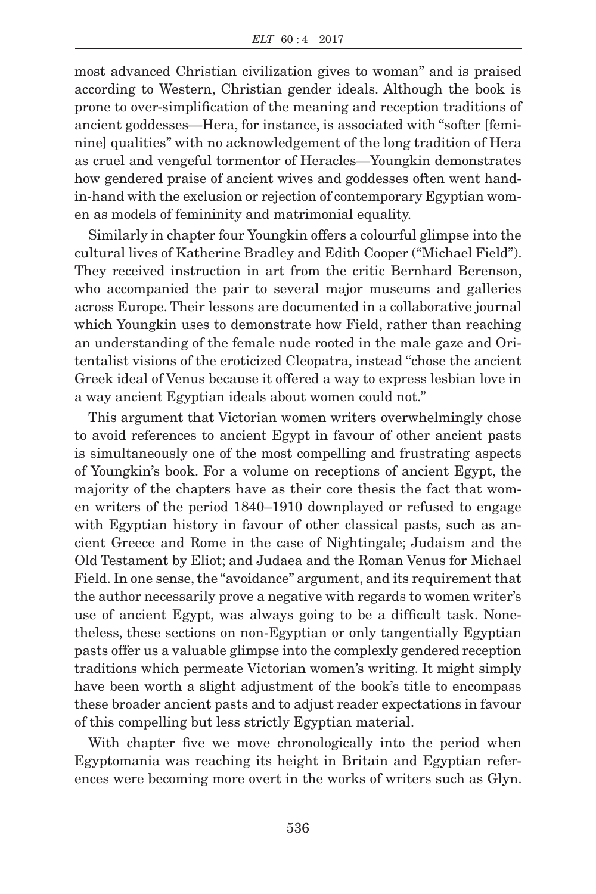most advanced Christian civilization gives to woman" and is praised according to Western, Christian gender ideals. Although the book is prone to over-simplification of the meaning and reception traditions of ancient goddesses—Hera, for instance, is associated with "softer [feminine] qualities" with no acknowledgement of the long tradition of Hera as cruel and vengeful tormentor of Heracles—Youngkin demonstrates how gendered praise of ancient wives and goddesses often went hand-in-hand with the exclusion or rejection of contemporary Egyptian women as models of femininity and matrimonial equality.

Similarly in chapter four Youngkin offers a colourful glimpse into the cultural lives of Katherine Bradley and Edith Cooper ("Michael Field"). They received instruction in art from the critic Bernhard Berenson, who accompanied the pair to several major museums and galleries across Europe. Their lessons are documented in a collaborative journal which Youngkin uses to demonstrate how Field, rather than reaching an understanding of the female nude rooted in the male gaze and Orientalist visions of the eroticized Cleopatra, instead "chose the ancient Greek ideal of Venus because it offered a way to express lesbian love in a way ancient Egyptian ideals about women could not."

This argument that Victorian women writers overwhelmingly chose to avoid references to ancient Egypt in favour of other ancient pasts is simultaneously one of the most compelling and frustrating aspects of Youngkin's book. For a volume on receptions of ancient Egypt, the majority of the chapters have as their core thesis the fact that women writers of the period 1840–1910 downplayed or refused to engage with Egyptian history in favour of other classical pasts, such as ancient Greece and Rome in the case of Nightingale; Judaism and the Old Testament by Eliot; and Judaea and the Roman Venus for Michael Field. In one sense, the "avoidance" argument, and its requirement that the author necessarily prove a negative with regards to women writer's use of ancient Egypt, was always going to be a difficult task. Nonetheless, these sections on non-Egyptian or only tangentially Egyptian pasts offer us a valuable glimpse into the complexly gendered reception traditions which permeate Victorian women's writing. It might simply have been worth a slight adjustment of the book's title to encompass these broader ancient pasts and to adjust reader expectations in favour of this compelling but less strictly Egyptian material.

With chapter five we move chronologically into the period when Egyptomania was reaching its height in Britain and Egyptian references were becoming more overt in the works of writers such as Glyn.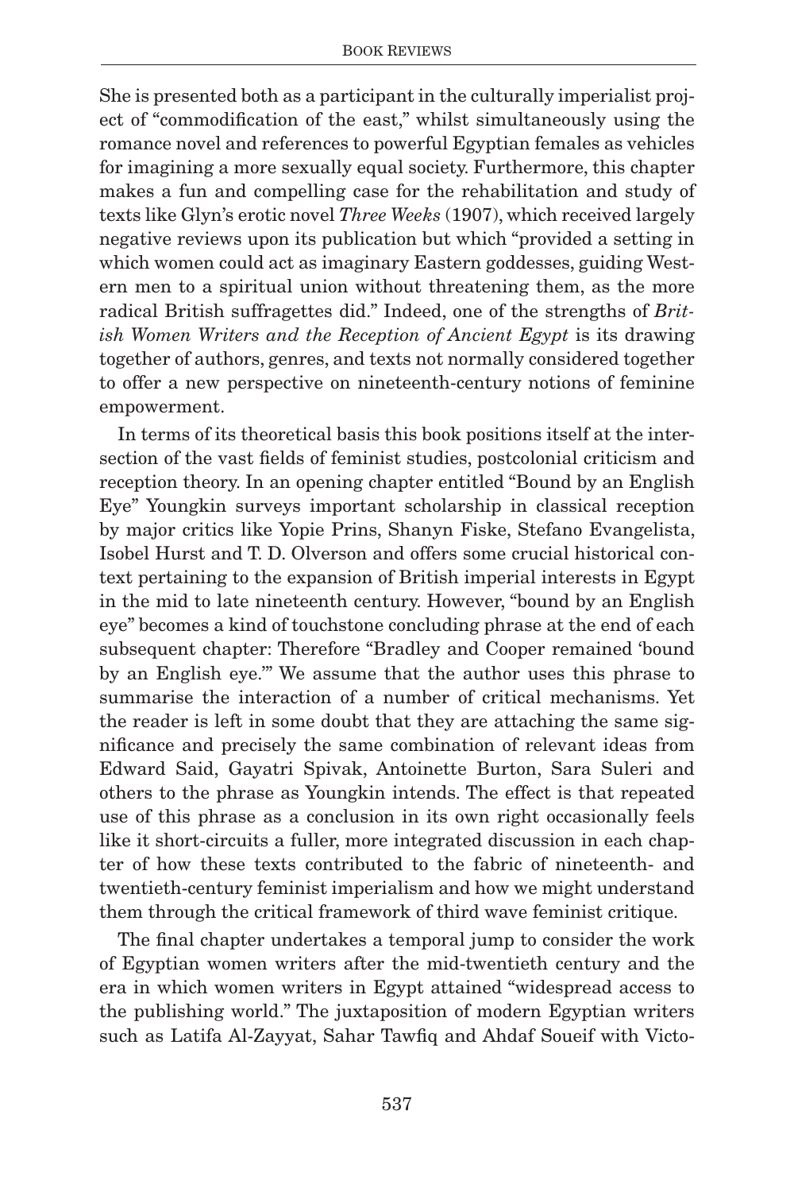She is presented both as a participant in the culturally imperialist project of "commodification of the east," whilst simultaneously using the romance novel and references to powerful Egyptian females as vehicles for imagining a more sexually equal society. Furthermore, this chapter makes a fun and compelling case for the rehabilitation and study of texts like Glyn's erotic novel *Three Weeks* (1907), which received largely negative reviews upon its publication but which "provided a setting in which women could act as imaginary Eastern goddesses, guiding Western men to a spiritual union without threatening them, as the more radical British suffragettes did." Indeed, one of the strengths of *British Women Writers and the Reception of Ancient Egypt* is its drawing together of authors, genres, and texts not normally considered together to offer a new perspective on nineteenth-century notions of feminine empowerment.

In terms of its theoretical basis this book positions itself at the intersection of the vast fields of feminist studies, postcolonial criticism and reception theory. In an opening chapter entitled "Bound by an English Eye" Youngkin surveys important scholarship in classical reception by major critics like Yopie Prins, Shanyn Fiske, Stefano Evangelista, Isobel Hurst and T. D. Olverson and offers some crucial historical context pertaining to the expansion of British imperial interests in Egypt in the mid to late nineteenth century. However, "bound by an English eye" becomes a kind of touchstone concluding phrase at the end of each subsequent chapter: Therefore "Bradley and Cooper remained 'bound by an English eye.'" We assume that the author uses this phrase to summarise the interaction of a number of critical mechanisms. Yet the reader is left in some doubt that they are attaching the same significance and precisely the same combination of relevant ideas from Edward Said, Gayatri Spivak, Antoinette Burton, Sara Suleri and others to the phrase as Youngkin intends. The effect is that repeated use of this phrase as a conclusion in its own right occasionally feels like it short-circuits a fuller, more integrated discussion in each chapter of how these texts contributed to the fabric of nineteenth- and twentieth-century feminist imperialism and how we might understand them through the critical framework of third wave feminist critique.

The final chapter undertakes a temporal jump to consider the work of Egyptian women writers after the mid-twentieth century and the era in which women writers in Egypt attained "widespread access to the publishing world." The juxtaposition of modern Egyptian writers such as Latifa Al-Zayyat, Sahar Tawfiq and Ahdaf Soueif with Victo-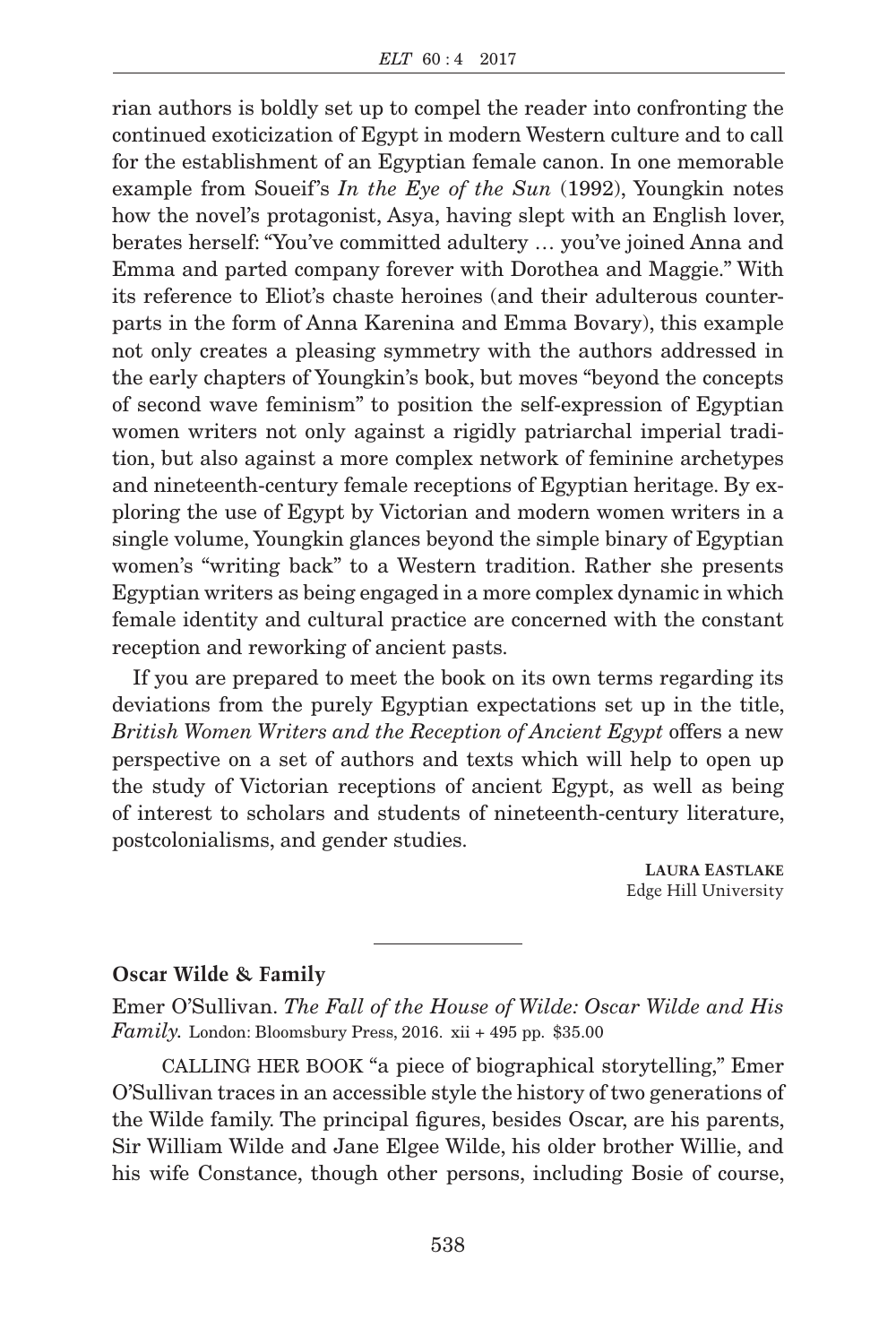rian authors is boldly set up to compel the reader into confronting the continued exoticization of Egypt in modern Western culture and to call for the establishment of an Egyptian female canon. In one memorable example from Soueif's *In the Eye of the Sun* (1992), Youngkin notes how the novel's protagonist, Asya, having slept with an English lover, berates herself: "You've committed adultery … you've joined Anna and Emma and parted company forever with Dorothea and Maggie." With its reference to Eliot's chaste heroines (and their adulterous counterparts in the form of Anna Karenina and Emma Bovary), this example not only creates a pleasing symmetry with the authors addressed in the early chapters of Youngkin's book, but moves "beyond the concepts of second wave feminism" to position the self-expression of Egyptian women writers not only against a rigidly patriarchal imperial tradition, but also against a more complex network of feminine archetypes and nineteenth-century female receptions of Egyptian heritage. By exploring the use of Egypt by Victorian and modern women writers in a single volume, Youngkin glances beyond the simple binary of Egyptian women's "writing back" to a Western tradition. Rather she presents Egyptian writers as being engaged in a more complex dynamic in which female identity and cultural practice are concerned with the constant reception and reworking of ancient pasts.

If you are prepared to meet the book on its own terms regarding its deviations from the purely Egyptian expectations set up in the title, *British Women Writers and the Reception of Ancient Egypt* offers a new perspective on a set of authors and texts which will help to open up the study of Victorian receptions of ancient Egypt, as well as being of interest to scholars and students of nineteenth-century literature, postcolonialisms, and gender studies.

**Laura Eastlake**
Edge Hill University

---

**Oscar Wilde & Family**

Emer O'Sullivan. *The Fall of the House of Wilde: Oscar Wilde and His Family.* London: Bloomsbury Press, 2016. xii + 495 pp. $35.00

CALLING HER BOOK "a piece of biographical storytelling," Emer O'Sullivan traces in an accessible style the history of two generations of the Wilde family. The principal figures, besides Oscar, are his parents, Sir William Wilde and Jane Elgee Wilde, his older brother Willie, and his wife Constance, though other persons, including Bosie of course,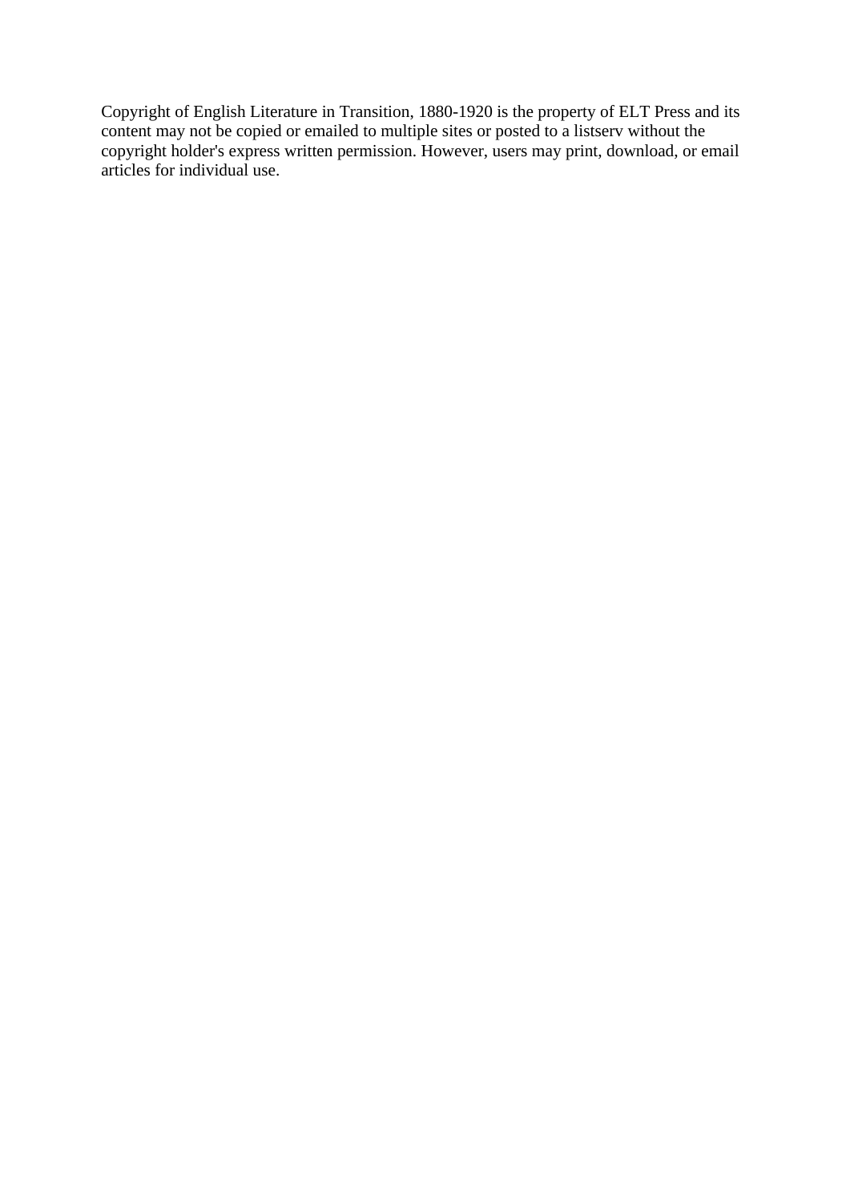Copyright of English Literature in Transition, 1880-1920 is the property of ELT Press and its content may not be copied or emailed to multiple sites or posted to a listserv without the copyright holder's express written permission. However, users may print, download, or email articles for individual use.